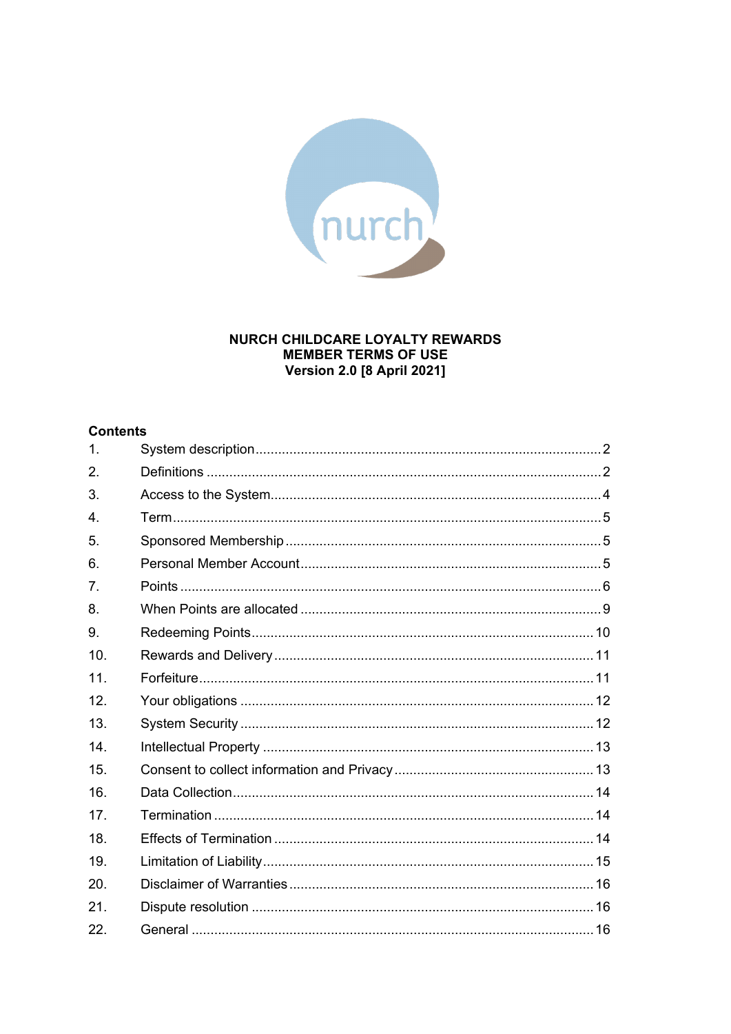# NURCH CHILDCARE LOYALTY REWARDS
# MEMBER TERMS OF USE
## Version 2.0 [8 April 2021]

**Contents**

| | | |
|---|---|---|
| 1. | System description | 2 |
| 2. | Definitions | 2 |
| 3. | Access to the System | 4 |
| 4. | Term | 5 |
| 5. | Sponsored Membership | 5 |
| 6. | Personal Member Account | 5 |
| 7. | Points | 6 |
| 8. | When Points are allocated | 9 |
| 9. | Redeeming Points | 10 |
| 10. | Rewards and Delivery | 11 |
| 11. | Forfeiture | 11 |
| 12. | Your obligations | 12 |
| 13. | System Security | 12 |
| 14. | Intellectual Property | 13 |
| 15. | Consent to collect information and Privacy | 13 |
| 16. | Data Collection | 14 |
| 17. | Termination | 14 |
| 18. | Effects of Termination | 14 |
| 19. | Limitation of Liability | 15 |
| 20. | Disclaimer of Warranties | 16 |
| 21. | Dispute resolution | 16 |
| 22. | General | 16 |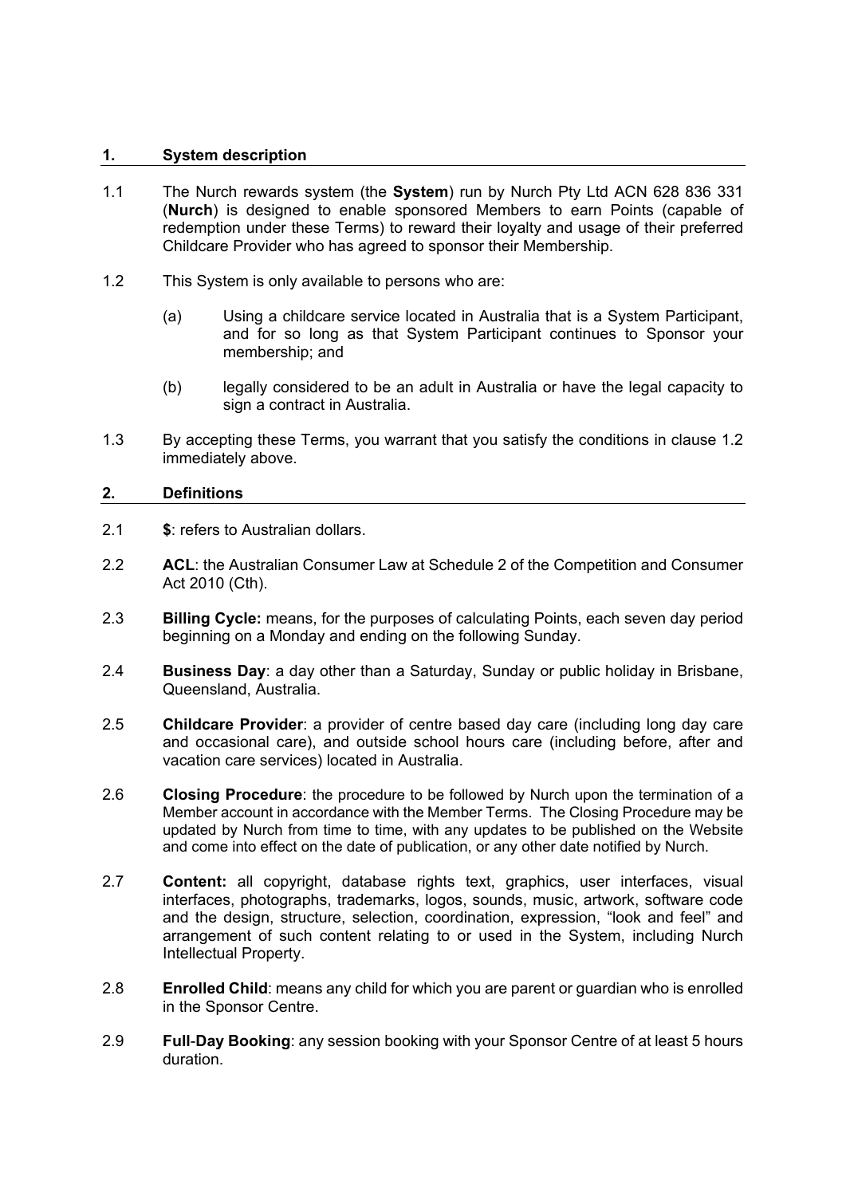## 1. System description

1.1 The Nurch rewards system (the **System**) run by Nurch Pty Ltd ACN 628 836 331 (**Nurch**) is designed to enable sponsored Members to earn Points (capable of redemption under these Terms) to reward their loyalty and usage of their preferred Childcare Provider who has agreed to sponsor their Membership.

1.2 This System is only available to persons who are:

(a) Using a childcare service located in Australia that is a System Participant, and for so long as that System Participant continues to Sponsor your membership; and

(b) legally considered to be an adult in Australia or have the legal capacity to sign a contract in Australia.

1.3 By accepting these Terms, you warrant that you satisfy the conditions in clause 1.2 immediately above.

## 2. Definitions

2.1 **$**: refers to Australian dollars.

2.2 **ACL**: the Australian Consumer Law at Schedule 2 of the Competition and Consumer Act 2010 (Cth).

2.3 **Billing Cycle:** means, for the purposes of calculating Points, each seven day period beginning on a Monday and ending on the following Sunday.

2.4 **Business Day**: a day other than a Saturday, Sunday or public holiday in Brisbane, Queensland, Australia.

2.5 **Childcare Provider**: a provider of centre based day care (including long day care and occasional care), and outside school hours care (including before, after and vacation care services) located in Australia.

2.6 **Closing Procedure**: the procedure to be followed by Nurch upon the termination of a Member account in accordance with the Member Terms. The Closing Procedure may be updated by Nurch from time to time, with any updates to be published on the Website and come into effect on the date of publication, or any other date notified by Nurch.

2.7 **Content:** all copyright, database rights text, graphics, user interfaces, visual interfaces, photographs, trademarks, logos, sounds, music, artwork, software code and the design, structure, selection, coordination, expression, "look and feel" and arrangement of such content relating to or used in the System, including Nurch Intellectual Property.

2.8 **Enrolled Child**: means any child for which you are parent or guardian who is enrolled in the Sponsor Centre.

2.9 **Full-Day Booking**: any session booking with your Sponsor Centre of at least 5 hours duration.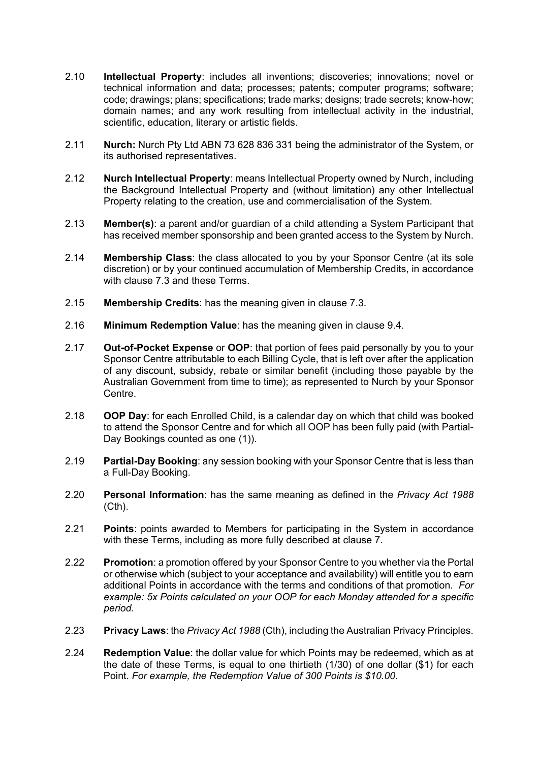2.10 **Intellectual Property**: includes all inventions; discoveries; innovations; novel or technical information and data; processes; patents; computer programs; software; code; drawings; plans; specifications; trade marks; designs; trade secrets; know-how; domain names; and any work resulting from intellectual activity in the industrial, scientific, education, literary or artistic fields.

2.11 **Nurch:** Nurch Pty Ltd ABN 73 628 836 331 being the administrator of the System, or its authorised representatives.

2.12 **Nurch Intellectual Property**: means Intellectual Property owned by Nurch, including the Background Intellectual Property and (without limitation) any other Intellectual Property relating to the creation, use and commercialisation of the System.

2.13 **Member(s)**: a parent and/or guardian of a child attending a System Participant that has received member sponsorship and been granted access to the System by Nurch.

2.14 **Membership Class**: the class allocated to you by your Sponsor Centre (at its sole discretion) or by your continued accumulation of Membership Credits, in accordance with clause 7.3 and these Terms.

2.15 **Membership Credits**: has the meaning given in clause 7.3.

2.16 **Minimum Redemption Value**: has the meaning given in clause 9.4.

2.17 **Out-of-Pocket Expense** or **OOP**: that portion of fees paid personally by you to your Sponsor Centre attributable to each Billing Cycle, that is left over after the application of any discount, subsidy, rebate or similar benefit (including those payable by the Australian Government from time to time); as represented to Nurch by your Sponsor Centre.

2.18 **OOP Day**: for each Enrolled Child, is a calendar day on which that child was booked to attend the Sponsor Centre and for which all OOP has been fully paid (with Partial-Day Bookings counted as one (1)).

2.19 **Partial-Day Booking**: any session booking with your Sponsor Centre that is less than a Full-Day Booking.

2.20 **Personal Information**: has the same meaning as defined in the *Privacy Act 1988* (Cth).

2.21 **Points**: points awarded to Members for participating in the System in accordance with these Terms, including as more fully described at clause 7.

2.22 **Promotion**: a promotion offered by your Sponsor Centre to you whether via the Portal or otherwise which (subject to your acceptance and availability) will entitle you to earn additional Points in accordance with the terms and conditions of that promotion. *For example: 5x Points calculated on your OOP for each Monday attended for a specific period.*

2.23 **Privacy Laws**: the *Privacy Act 1988* (Cth), including the Australian Privacy Principles.

2.24 **Redemption Value**: the dollar value for which Points may be redeemed, which as at the date of these Terms, is equal to one thirtieth (1/30) of one dollar ($1) for each Point. *For example, the Redemption Value of 300 Points is $10.00.*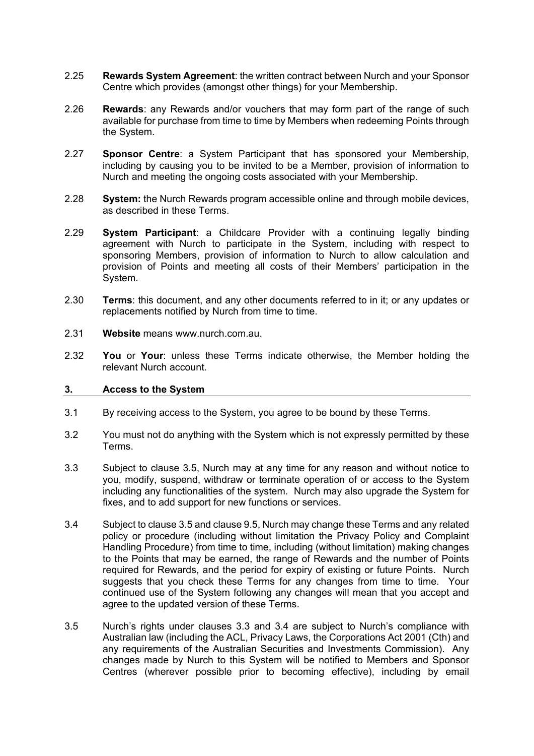2.25 **Rewards System Agreement**: the written contract between Nurch and your Sponsor Centre which provides (amongst other things) for your Membership.

2.26 **Rewards**: any Rewards and/or vouchers that may form part of the range of such available for purchase from time to time by Members when redeeming Points through the System.

2.27 **Sponsor Centre**: a System Participant that has sponsored your Membership, including by causing you to be invited to be a Member, provision of information to Nurch and meeting the ongoing costs associated with your Membership.

2.28 **System:** the Nurch Rewards program accessible online and through mobile devices, as described in these Terms.

2.29 **System Participant**: a Childcare Provider with a continuing legally binding agreement with Nurch to participate in the System, including with respect to sponsoring Members, provision of information to Nurch to allow calculation and provision of Points and meeting all costs of their Members' participation in the System.

2.30 **Terms**: this document, and any other documents referred to in it; or any updates or replacements notified by Nurch from time to time.

2.31 **Website** means www.nurch.com.au.

2.32 **You** or **Your**: unless these Terms indicate otherwise, the Member holding the relevant Nurch account.

## 3. Access to the System

3.1 By receiving access to the System, you agree to be bound by these Terms.

3.2 You must not do anything with the System which is not expressly permitted by these Terms.

3.3 Subject to clause 3.5, Nurch may at any time for any reason and without notice to you, modify, suspend, withdraw or terminate operation of or access to the System including any functionalities of the system. Nurch may also upgrade the System for fixes, and to add support for new functions or services.

3.4 Subject to clause 3.5 and clause 9.5, Nurch may change these Terms and any related policy or procedure (including without limitation the Privacy Policy and Complaint Handling Procedure) from time to time, including (without limitation) making changes to the Points that may be earned, the range of Rewards and the number of Points required for Rewards, and the period for expiry of existing or future Points. Nurch suggests that you check these Terms for any changes from time to time. Your continued use of the System following any changes will mean that you accept and agree to the updated version of these Terms.

3.5 Nurch's rights under clauses 3.3 and 3.4 are subject to Nurch's compliance with Australian law (including the ACL, Privacy Laws, the Corporations Act 2001 (Cth) and any requirements of the Australian Securities and Investments Commission). Any changes made by Nurch to this System will be notified to Members and Sponsor Centres (wherever possible prior to becoming effective), including by email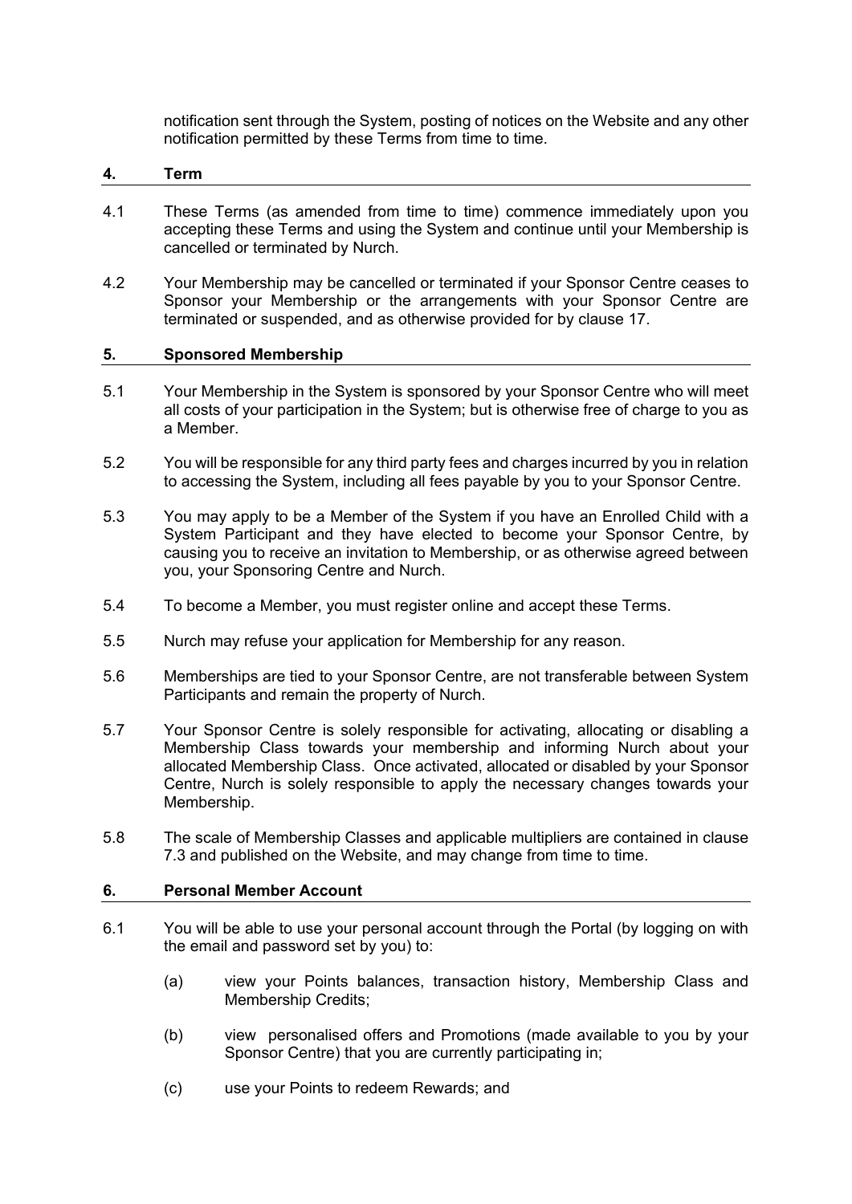notification sent through the System, posting of notices on the Website and any other notification permitted by these Terms from time to time.

## 4. Term

4.1 These Terms (as amended from time to time) commence immediately upon you accepting these Terms and using the System and continue until your Membership is cancelled or terminated by Nurch.

4.2 Your Membership may be cancelled or terminated if your Sponsor Centre ceases to Sponsor your Membership or the arrangements with your Sponsor Centre are terminated or suspended, and as otherwise provided for by clause 17.

## 5. Sponsored Membership

5.1 Your Membership in the System is sponsored by your Sponsor Centre who will meet all costs of your participation in the System; but is otherwise free of charge to you as a Member.

5.2 You will be responsible for any third party fees and charges incurred by you in relation to accessing the System, including all fees payable by you to your Sponsor Centre.

5.3 You may apply to be a Member of the System if you have an Enrolled Child with a System Participant and they have elected to become your Sponsor Centre, by causing you to receive an invitation to Membership, or as otherwise agreed between you, your Sponsoring Centre and Nurch.

5.4 To become a Member, you must register online and accept these Terms.

5.5 Nurch may refuse your application for Membership for any reason.

5.6 Memberships are tied to your Sponsor Centre, are not transferable between System Participants and remain the property of Nurch.

5.7 Your Sponsor Centre is solely responsible for activating, allocating or disabling a Membership Class towards your membership and informing Nurch about your allocated Membership Class. Once activated, allocated or disabled by your Sponsor Centre, Nurch is solely responsible to apply the necessary changes towards your Membership.

5.8 The scale of Membership Classes and applicable multipliers are contained in clause 7.3 and published on the Website, and may change from time to time.

## 6. Personal Member Account

6.1 You will be able to use your personal account through the Portal (by logging on with the email and password set by you) to:

(a) view your Points balances, transaction history, Membership Class and Membership Credits;

(b) view personalised offers and Promotions (made available to you by your Sponsor Centre) that you are currently participating in;

(c) use your Points to redeem Rewards; and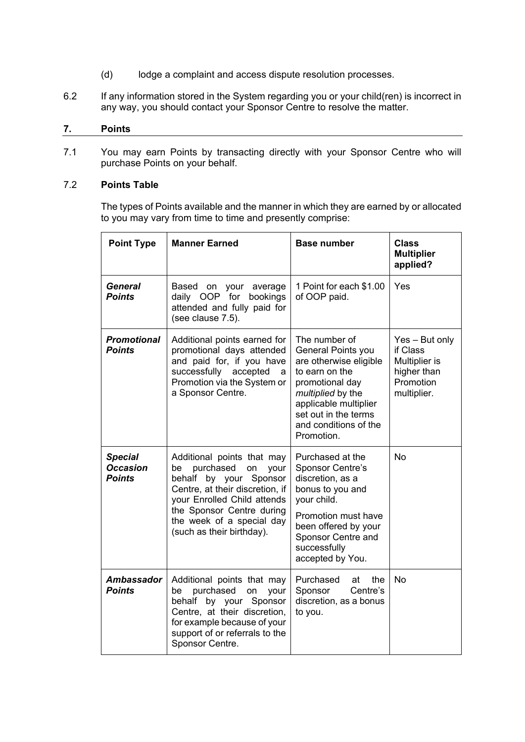(d) lodge a complaint and access dispute resolution processes.

6.2 If any information stored in the System regarding you or your child(ren) is incorrect in any way, you should contact your Sponsor Centre to resolve the matter.

## 7. Points

7.1 You may earn Points by transacting directly with your Sponsor Centre who will purchase Points on your behalf.

### 7.2 Points Table

The types of Points available and the manner in which they are earned by or allocated to you may vary from time to time and presently comprise:

| Point Type | Manner Earned | Base number | Class Multiplier applied? |
|---|---|---|---|
| ***General Points*** | Based on your average daily OOP for bookings attended and fully paid for (see clause 7.5). | 1 Point for each $1.00 of OOP paid. | Yes |
| ***Promotional Points*** | Additional points earned for promotional days attended and paid for, if you have successfully accepted a Promotion via the System or a Sponsor Centre. | The number of General Points you are otherwise eligible to earn on the promotional day *multiplied* by the applicable multiplier set out in the terms and conditions of the Promotion. | Yes – But only if Class Multiplier is higher than Promotion multiplier. |
| ***Special Occasion Points*** | Additional points that may be purchased on your behalf by your Sponsor Centre, at their discretion, if your Enrolled Child attends the Sponsor Centre during the week of a special day (such as their birthday). | Purchased at the Sponsor Centre's discretion, as a bonus to you and your child. Promotion must have been offered by your Sponsor Centre and successfully accepted by You. | No |
| ***Ambassador Points*** | Additional points that may be purchased on your behalf by your Sponsor Centre, at their discretion, for example because of your support of or referrals to the Sponsor Centre. | Purchased at the Sponsor Centre's discretion, as a bonus to you. | No |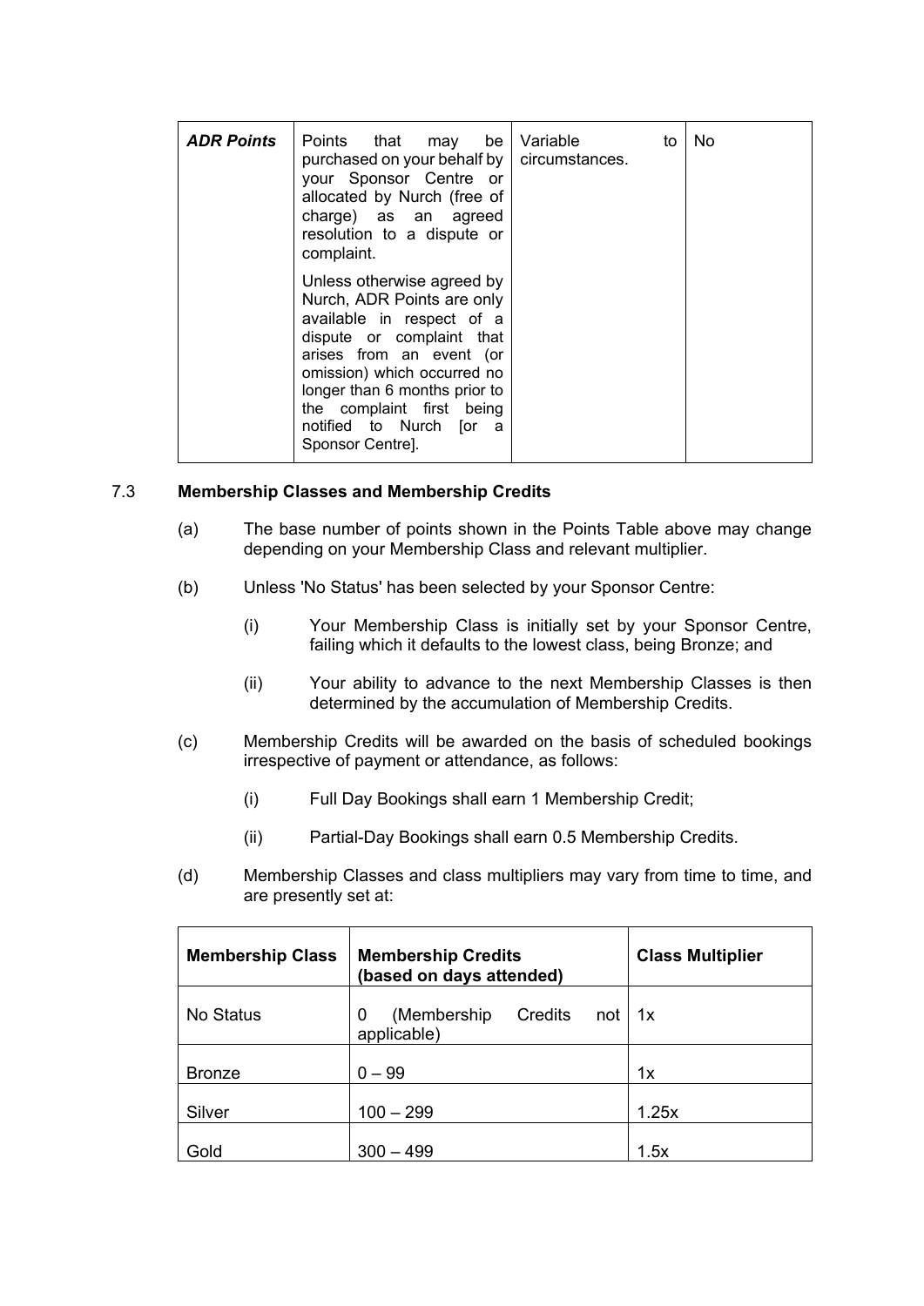| ***ADR Points*** | Points that may be purchased on your behalf by your Sponsor Centre or allocated by Nurch (free of charge) as an agreed resolution to a dispute or complaint.<br><br>Unless otherwise agreed by Nurch, ADR Points are only available in respect of a dispute or complaint that arises from an event (or omission) which occurred no longer than 6 months prior to the complaint first being notified to Nurch [or a Sponsor Centre]. | Variable to circumstances. | No |
|---|---|---|---|

7.3 **Membership Classes and Membership Credits**

(a) The base number of points shown in the Points Table above may change depending on your Membership Class and relevant multiplier.

(b) Unless 'No Status' has been selected by your Sponsor Centre:

(i) Your Membership Class is initially set by your Sponsor Centre, failing which it defaults to the lowest class, being Bronze; and

(ii) Your ability to advance to the next Membership Classes is then determined by the accumulation of Membership Credits.

(c) Membership Credits will be awarded on the basis of scheduled bookings irrespective of payment or attendance, as follows:

(i) Full Day Bookings shall earn 1 Membership Credit;

(ii) Partial-Day Bookings shall earn 0.5 Membership Credits.

(d) Membership Classes and class multipliers may vary from time to time, and are presently set at:

| **Membership Class** | **Membership Credits (based on days attended)** | **Class Multiplier** |
|---|---|---|
| No Status | 0 (Membership Credits not applicable) | 1x |
| Bronze | 0 – 99 | 1x |
| Silver | 100 – 299 | 1.25x |
| Gold | 300 – 499 | 1.5x |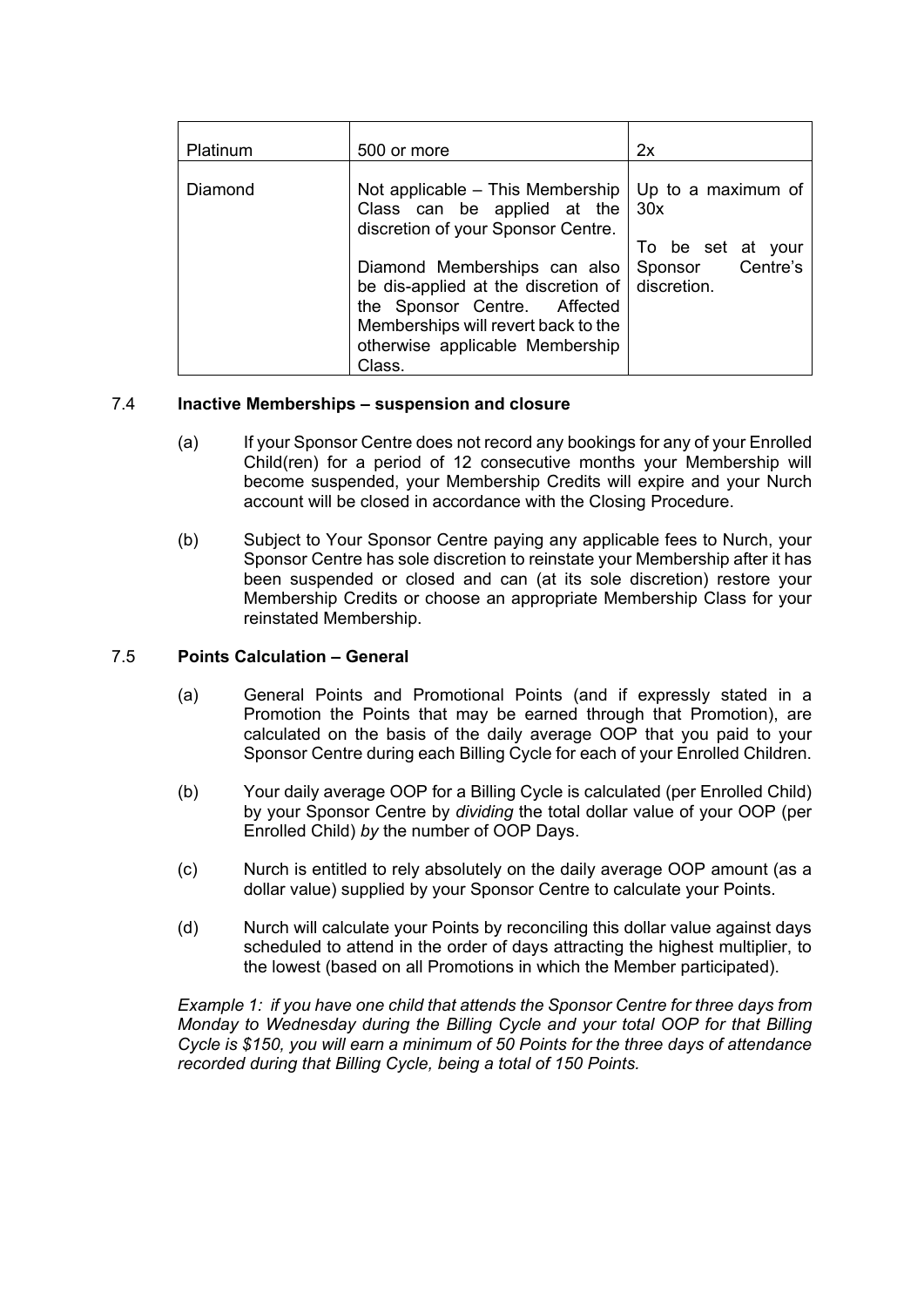| Platinum | 500 or more | 2x |
|---|---|---|
| Diamond | Not applicable – This Membership Class can be applied at the discretion of your Sponsor Centre.<br><br>Diamond Memberships can also be dis-applied at the discretion of the Sponsor Centre. Affected Memberships will revert back to the otherwise applicable Membership Class. | Up to a maximum of 30x<br><br>To be set at your Sponsor Centre's discretion. |

7.4 **Inactive Memberships – suspension and closure**

(a) If your Sponsor Centre does not record any bookings for any of your Enrolled Child(ren) for a period of 12 consecutive months your Membership will become suspended, your Membership Credits will expire and your Nurch account will be closed in accordance with the Closing Procedure.

(b) Subject to Your Sponsor Centre paying any applicable fees to Nurch, your Sponsor Centre has sole discretion to reinstate your Membership after it has been suspended or closed and can (at its sole discretion) restore your Membership Credits or choose an appropriate Membership Class for your reinstated Membership.

7.5 **Points Calculation – General**

(a) General Points and Promotional Points (and if expressly stated in a Promotion the Points that may be earned through that Promotion), are calculated on the basis of the daily average OOP that you paid to your Sponsor Centre during each Billing Cycle for each of your Enrolled Children.

(b) Your daily average OOP for a Billing Cycle is calculated (per Enrolled Child) by your Sponsor Centre by *dividing* the total dollar value of your OOP (per Enrolled Child) *by* the number of OOP Days.

(c) Nurch is entitled to rely absolutely on the daily average OOP amount (as a dollar value) supplied by your Sponsor Centre to calculate your Points.

(d) Nurch will calculate your Points by reconciling this dollar value against days scheduled to attend in the order of days attracting the highest multiplier, to the lowest (based on all Promotions in which the Member participated).

*Example 1: if you have one child that attends the Sponsor Centre for three days from Monday to Wednesday during the Billing Cycle and your total OOP for that Billing Cycle is $150, you will earn a minimum of 50 Points for the three days of attendance recorded during that Billing Cycle, being a total of 150 Points.*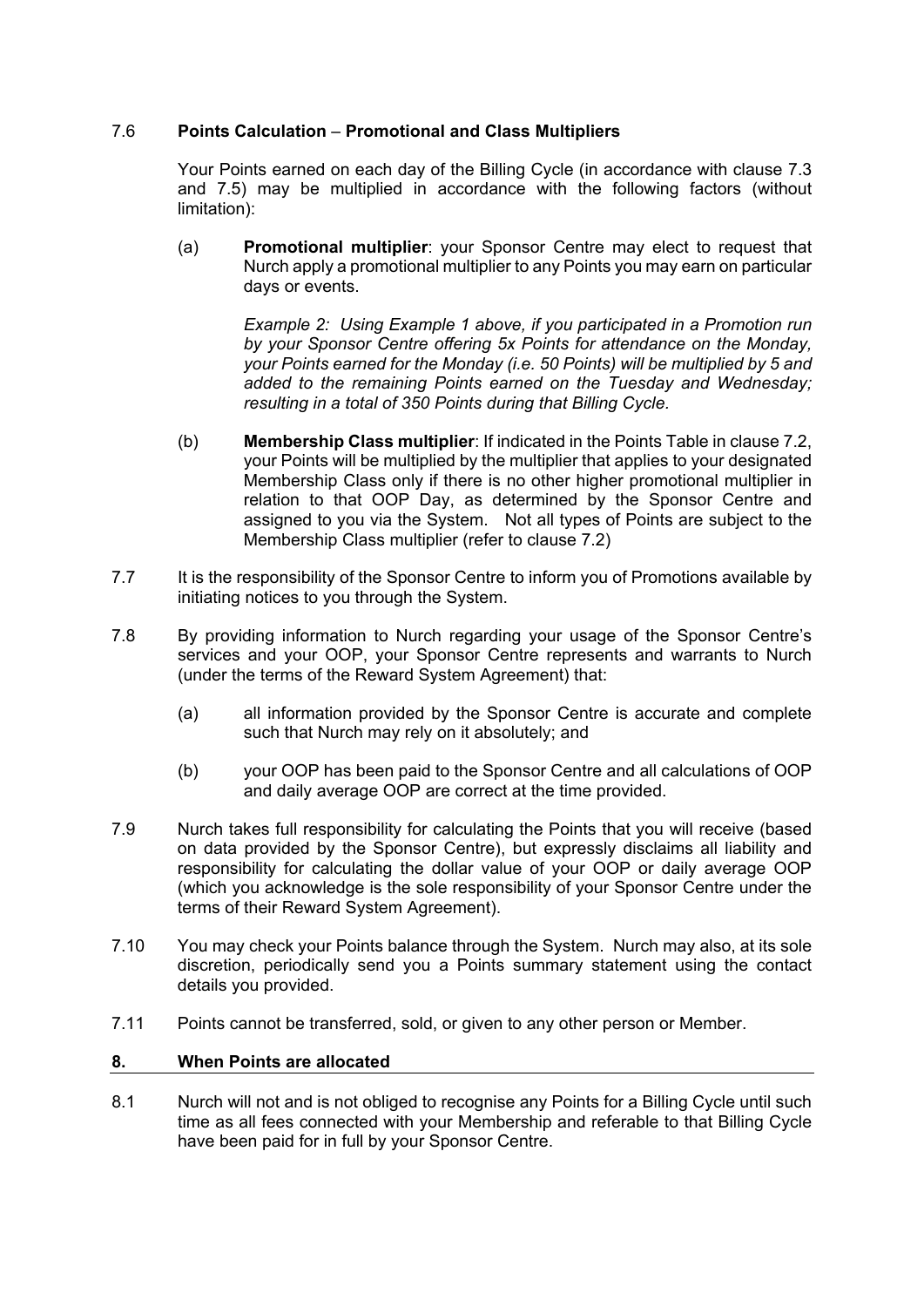7.6 **Points Calculation – Promotional and Class Multipliers**

Your Points earned on each day of the Billing Cycle (in accordance with clause 7.3 and 7.5) may be multiplied in accordance with the following factors (without limitation):

(a) **Promotional multiplier**: your Sponsor Centre may elect to request that Nurch apply a promotional multiplier to any Points you may earn on particular days or events.

*Example 2: Using Example 1 above, if you participated in a Promotion run by your Sponsor Centre offering 5x Points for attendance on the Monday, your Points earned for the Monday (i.e. 50 Points) will be multiplied by 5 and added to the remaining Points earned on the Tuesday and Wednesday; resulting in a total of 350 Points during that Billing Cycle.*

(b) **Membership Class multiplier**: If indicated in the Points Table in clause 7.2, your Points will be multiplied by the multiplier that applies to your designated Membership Class only if there is no other higher promotional multiplier in relation to that OOP Day, as determined by the Sponsor Centre and assigned to you via the System. Not all types of Points are subject to the Membership Class multiplier (refer to clause 7.2)

7.7 It is the responsibility of the Sponsor Centre to inform you of Promotions available by initiating notices to you through the System.

7.8 By providing information to Nurch regarding your usage of the Sponsor Centre's services and your OOP, your Sponsor Centre represents and warrants to Nurch (under the terms of the Reward System Agreement) that:

(a) all information provided by the Sponsor Centre is accurate and complete such that Nurch may rely on it absolutely; and

(b) your OOP has been paid to the Sponsor Centre and all calculations of OOP and daily average OOP are correct at the time provided.

7.9 Nurch takes full responsibility for calculating the Points that you will receive (based on data provided by the Sponsor Centre), but expressly disclaims all liability and responsibility for calculating the dollar value of your OOP or daily average OOP (which you acknowledge is the sole responsibility of your Sponsor Centre under the terms of their Reward System Agreement).

7.10 You may check your Points balance through the System. Nurch may also, at its sole discretion, periodically send you a Points summary statement using the contact details you provided.

7.11 Points cannot be transferred, sold, or given to any other person or Member.

## 8. When Points are allocated

8.1 Nurch will not and is not obliged to recognise any Points for a Billing Cycle until such time as all fees connected with your Membership and referable to that Billing Cycle have been paid for in full by your Sponsor Centre.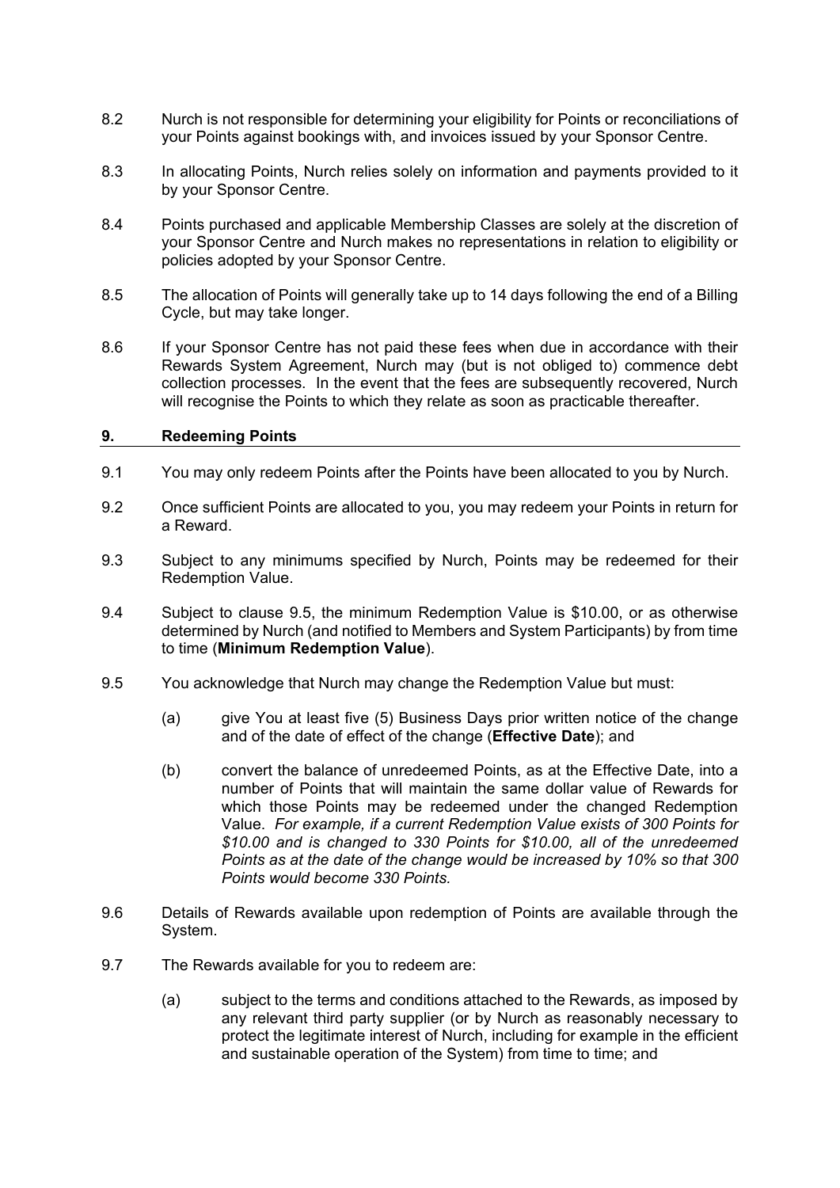8.2 Nurch is not responsible for determining your eligibility for Points or reconciliations of your Points against bookings with, and invoices issued by your Sponsor Centre.

8.3 In allocating Points, Nurch relies solely on information and payments provided to it by your Sponsor Centre.

8.4 Points purchased and applicable Membership Classes are solely at the discretion of your Sponsor Centre and Nurch makes no representations in relation to eligibility or policies adopted by your Sponsor Centre.

8.5 The allocation of Points will generally take up to 14 days following the end of a Billing Cycle, but may take longer.

8.6 If your Sponsor Centre has not paid these fees when due in accordance with their Rewards System Agreement, Nurch may (but is not obliged to) commence debt collection processes. In the event that the fees are subsequently recovered, Nurch will recognise the Points to which they relate as soon as practicable thereafter.

## 9. Redeeming Points

9.1 You may only redeem Points after the Points have been allocated to you by Nurch.

9.2 Once sufficient Points are allocated to you, you may redeem your Points in return for a Reward.

9.3 Subject to any minimums specified by Nurch, Points may be redeemed for their Redemption Value.

9.4 Subject to clause 9.5, the minimum Redemption Value is $10.00, or as otherwise determined by Nurch (and notified to Members and System Participants) by from time to time (**Minimum Redemption Value**).

9.5 You acknowledge that Nurch may change the Redemption Value but must:

(a) give You at least five (5) Business Days prior written notice of the change and of the date of effect of the change (**Effective Date**); and

(b) convert the balance of unredeemed Points, as at the Effective Date, into a number of Points that will maintain the same dollar value of Rewards for which those Points may be redeemed under the changed Redemption Value. *For example, if a current Redemption Value exists of 300 Points for $10.00 and is changed to 330 Points for $10.00, all of the unredeemed Points as at the date of the change would be increased by 10% so that 300 Points would become 330 Points.*

9.6 Details of Rewards available upon redemption of Points are available through the System.

9.7 The Rewards available for you to redeem are:

(a) subject to the terms and conditions attached to the Rewards, as imposed by any relevant third party supplier (or by Nurch as reasonably necessary to protect the legitimate interest of Nurch, including for example in the efficient and sustainable operation of the System) from time to time; and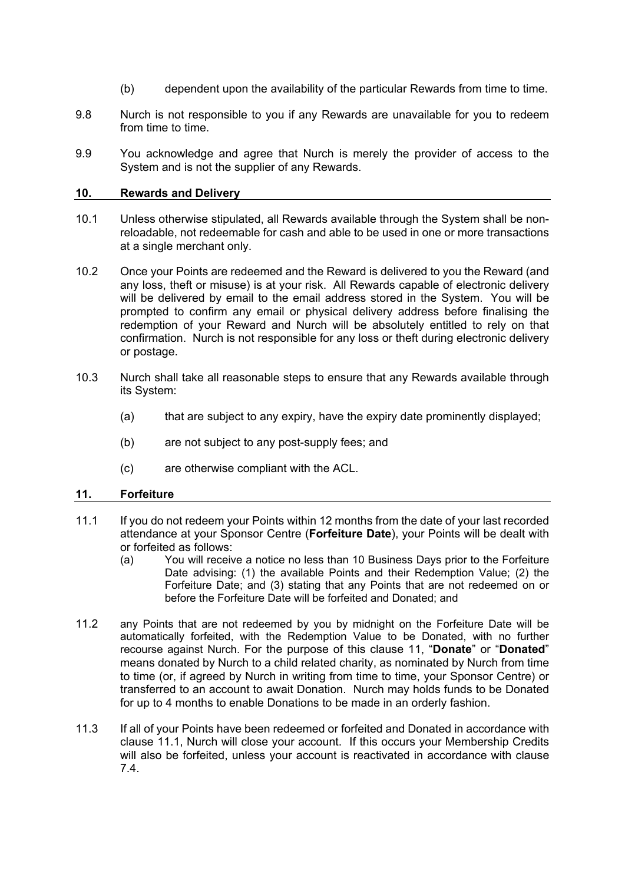(b) dependent upon the availability of the particular Rewards from time to time.

9.8 Nurch is not responsible to you if any Rewards are unavailable for you to redeem from time to time.

9.9 You acknowledge and agree that Nurch is merely the provider of access to the System and is not the supplier of any Rewards.

## 10. Rewards and Delivery

10.1 Unless otherwise stipulated, all Rewards available through the System shall be non-reloadable, not redeemable for cash and able to be used in one or more transactions at a single merchant only.

10.2 Once your Points are redeemed and the Reward is delivered to you the Reward (and any loss, theft or misuse) is at your risk. All Rewards capable of electronic delivery will be delivered by email to the email address stored in the System. You will be prompted to confirm any email or physical delivery address before finalising the redemption of your Reward and Nurch will be absolutely entitled to rely on that confirmation. Nurch is not responsible for any loss or theft during electronic delivery or postage.

10.3 Nurch shall take all reasonable steps to ensure that any Rewards available through its System:

(a) that are subject to any expiry, have the expiry date prominently displayed;

(b) are not subject to any post-supply fees; and

(c) are otherwise compliant with the ACL.

## 11. Forfeiture

11.1 If you do not redeem your Points within 12 months from the date of your last recorded attendance at your Sponsor Centre (**Forfeiture Date**), your Points will be dealt with or forfeited as follows:

(a) You will receive a notice no less than 10 Business Days prior to the Forfeiture Date advising: (1) the available Points and their Redemption Value; (2) the Forfeiture Date; and (3) stating that any Points that are not redeemed on or before the Forfeiture Date will be forfeited and Donated; and

11.2 any Points that are not redeemed by you by midnight on the Forfeiture Date will be automatically forfeited, with the Redemption Value to be Donated, with no further recourse against Nurch. For the purpose of this clause 11, "**Donate**" or "**Donated**" means donated by Nurch to a child related charity, as nominated by Nurch from time to time (or, if agreed by Nurch in writing from time to time, your Sponsor Centre) or transferred to an account to await Donation. Nurch may holds funds to be Donated for up to 4 months to enable Donations to be made in an orderly fashion.

11.3 If all of your Points have been redeemed or forfeited and Donated in accordance with clause 11.1, Nurch will close your account. If this occurs your Membership Credits will also be forfeited, unless your account is reactivated in accordance with clause 7.4.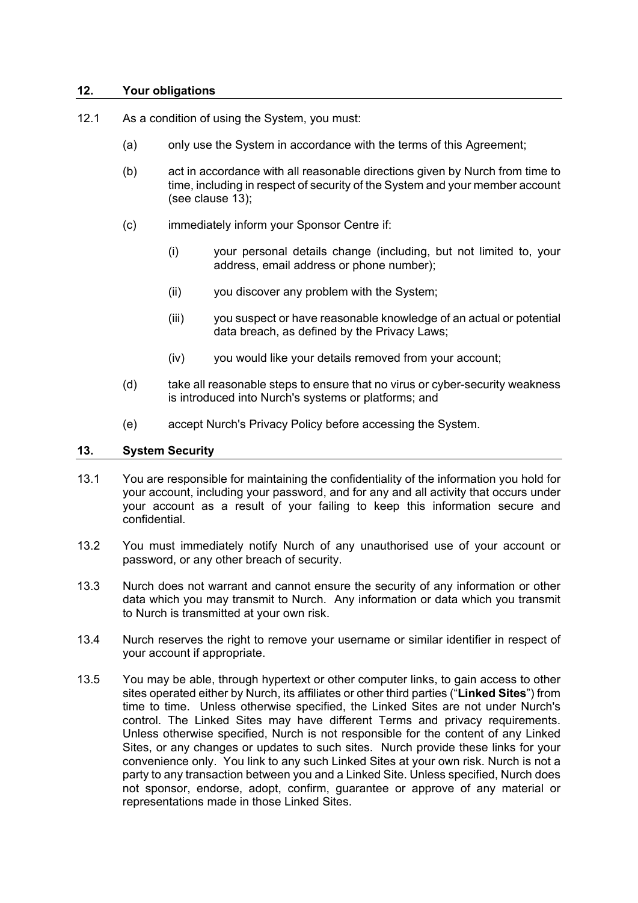## 12. Your obligations

12.1 As a condition of using the System, you must:

(a) only use the System in accordance with the terms of this Agreement;

(b) act in accordance with all reasonable directions given by Nurch from time to time, including in respect of security of the System and your member account (see clause 13);

(c) immediately inform your Sponsor Centre if:

(i) your personal details change (including, but not limited to, your address, email address or phone number);

(ii) you discover any problem with the System;

(iii) you suspect or have reasonable knowledge of an actual or potential data breach, as defined by the Privacy Laws;

(iv) you would like your details removed from your account;

(d) take all reasonable steps to ensure that no virus or cyber-security weakness is introduced into Nurch's systems or platforms; and

(e) accept Nurch's Privacy Policy before accessing the System.

## 13. System Security

13.1 You are responsible for maintaining the confidentiality of the information you hold for your account, including your password, and for any and all activity that occurs under your account as a result of your failing to keep this information secure and confidential.

13.2 You must immediately notify Nurch of any unauthorised use of your account or password, or any other breach of security.

13.3 Nurch does not warrant and cannot ensure the security of any information or other data which you may transmit to Nurch. Any information or data which you transmit to Nurch is transmitted at your own risk.

13.4 Nurch reserves the right to remove your username or similar identifier in respect of your account if appropriate.

13.5 You may be able, through hypertext or other computer links, to gain access to other sites operated either by Nurch, its affiliates or other third parties ("**Linked Sites**") from time to time. Unless otherwise specified, the Linked Sites are not under Nurch's control. The Linked Sites may have different Terms and privacy requirements. Unless otherwise specified, Nurch is not responsible for the content of any Linked Sites, or any changes or updates to such sites. Nurch provide these links for your convenience only. You link to any such Linked Sites at your own risk. Nurch is not a party to any transaction between you and a Linked Site. Unless specified, Nurch does not sponsor, endorse, adopt, confirm, guarantee or approve of any material or representations made in those Linked Sites.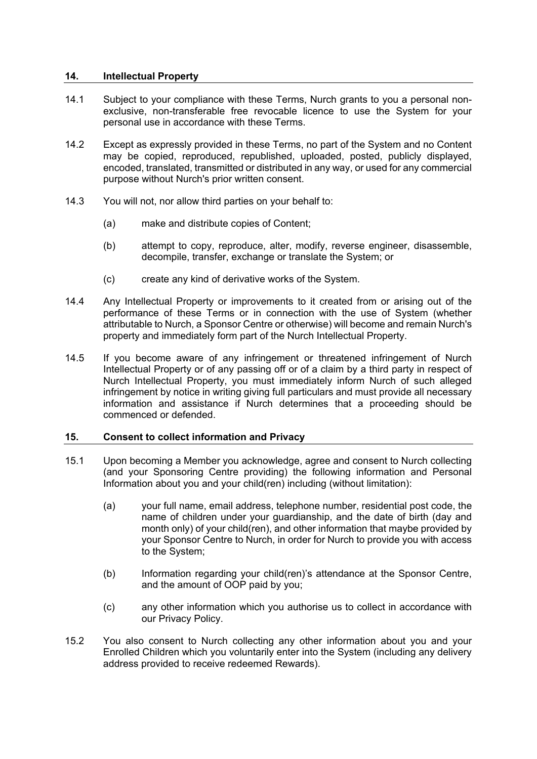## 14. Intellectual Property

14.1 Subject to your compliance with these Terms, Nurch grants to you a personal non-exclusive, non-transferable free revocable licence to use the System for your personal use in accordance with these Terms.

14.2 Except as expressly provided in these Terms, no part of the System and no Content may be copied, reproduced, republished, uploaded, posted, publicly displayed, encoded, translated, transmitted or distributed in any way, or used for any commercial purpose without Nurch's prior written consent.

14.3 You will not, nor allow third parties on your behalf to:

(a) make and distribute copies of Content;

(b) attempt to copy, reproduce, alter, modify, reverse engineer, disassemble, decompile, transfer, exchange or translate the System; or

(c) create any kind of derivative works of the System.

14.4 Any Intellectual Property or improvements to it created from or arising out of the performance of these Terms or in connection with the use of System (whether attributable to Nurch, a Sponsor Centre or otherwise) will become and remain Nurch's property and immediately form part of the Nurch Intellectual Property.

14.5 If you become aware of any infringement or threatened infringement of Nurch Intellectual Property or of any passing off or of a claim by a third party in respect of Nurch Intellectual Property, you must immediately inform Nurch of such alleged infringement by notice in writing giving full particulars and must provide all necessary information and assistance if Nurch determines that a proceeding should be commenced or defended.

## 15. Consent to collect information and Privacy

15.1 Upon becoming a Member you acknowledge, agree and consent to Nurch collecting (and your Sponsoring Centre providing) the following information and Personal Information about you and your child(ren) including (without limitation):

(a) your full name, email address, telephone number, residential post code, the name of children under your guardianship, and the date of birth (day and month only) of your child(ren), and other information that maybe provided by your Sponsor Centre to Nurch, in order for Nurch to provide you with access to the System;

(b) Information regarding your child(ren)'s attendance at the Sponsor Centre, and the amount of OOP paid by you;

(c) any other information which you authorise us to collect in accordance with our Privacy Policy.

15.2 You also consent to Nurch collecting any other information about you and your Enrolled Children which you voluntarily enter into the System (including any delivery address provided to receive redeemed Rewards).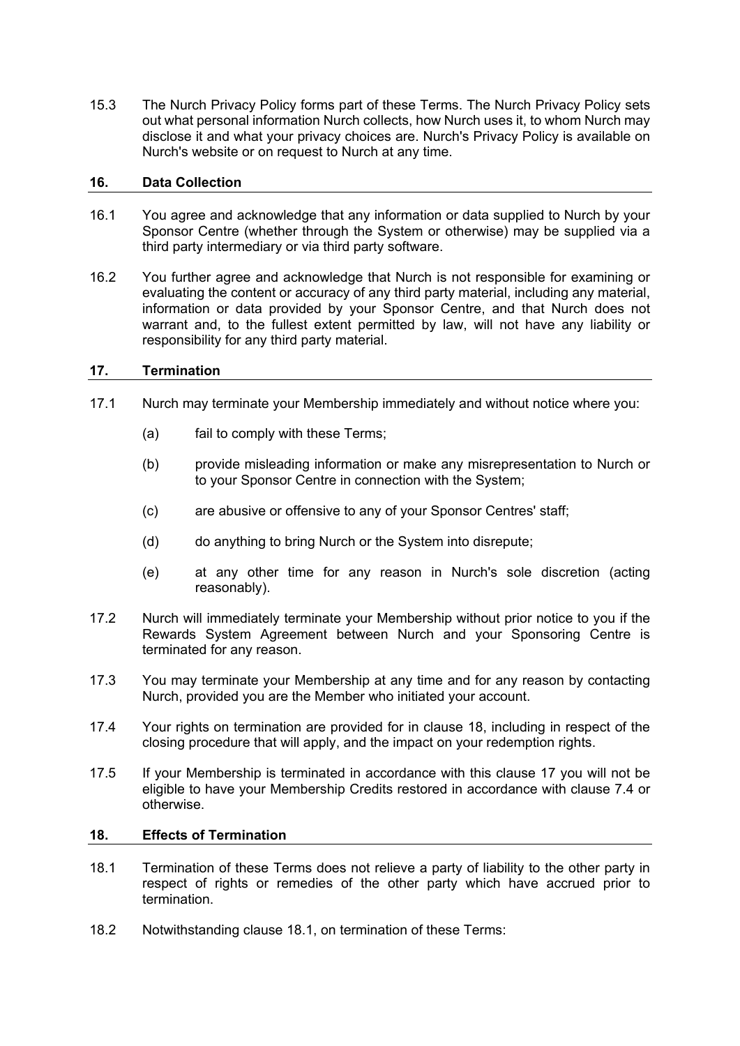15.3 The Nurch Privacy Policy forms part of these Terms. The Nurch Privacy Policy sets out what personal information Nurch collects, how Nurch uses it, to whom Nurch may disclose it and what your privacy choices are. Nurch's Privacy Policy is available on Nurch's website or on request to Nurch at any time.

## 16. Data Collection

16.1 You agree and acknowledge that any information or data supplied to Nurch by your Sponsor Centre (whether through the System or otherwise) may be supplied via a third party intermediary or via third party software.

16.2 You further agree and acknowledge that Nurch is not responsible for examining or evaluating the content or accuracy of any third party material, including any material, information or data provided by your Sponsor Centre, and that Nurch does not warrant and, to the fullest extent permitted by law, will not have any liability or responsibility for any third party material.

## 17. Termination

17.1 Nurch may terminate your Membership immediately and without notice where you:

(a) fail to comply with these Terms;

(b) provide misleading information or make any misrepresentation to Nurch or to your Sponsor Centre in connection with the System;

(c) are abusive or offensive to any of your Sponsor Centres' staff;

(d) do anything to bring Nurch or the System into disrepute;

(e) at any other time for any reason in Nurch's sole discretion (acting reasonably).

17.2 Nurch will immediately terminate your Membership without prior notice to you if the Rewards System Agreement between Nurch and your Sponsoring Centre is terminated for any reason.

17.3 You may terminate your Membership at any time and for any reason by contacting Nurch, provided you are the Member who initiated your account.

17.4 Your rights on termination are provided for in clause 18, including in respect of the closing procedure that will apply, and the impact on your redemption rights.

17.5 If your Membership is terminated in accordance with this clause 17 you will not be eligible to have your Membership Credits restored in accordance with clause 7.4 or otherwise.

## 18. Effects of Termination

18.1 Termination of these Terms does not relieve a party of liability to the other party in respect of rights or remedies of the other party which have accrued prior to termination.

18.2 Notwithstanding clause 18.1, on termination of these Terms: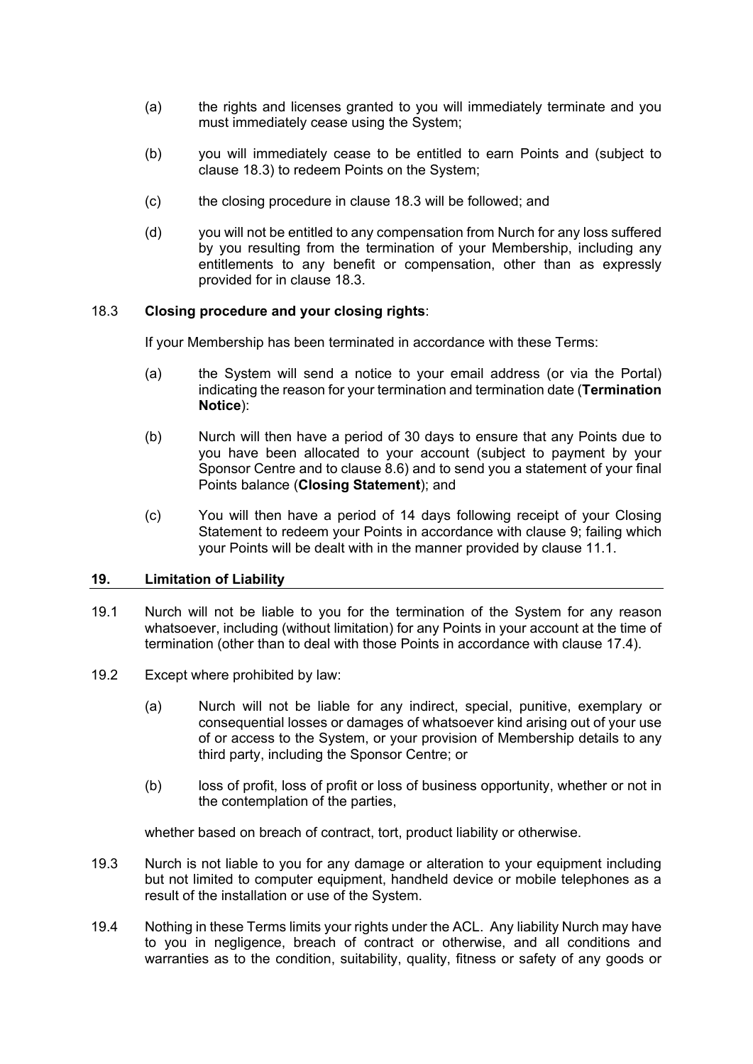(a) the rights and licenses granted to you will immediately terminate and you must immediately cease using the System;

(b) you will immediately cease to be entitled to earn Points and (subject to clause 18.3) to redeem Points on the System;

(c) the closing procedure in clause 18.3 will be followed; and

(d) you will not be entitled to any compensation from Nurch for any loss suffered by you resulting from the termination of your Membership, including any entitlements to any benefit or compensation, other than as expressly provided for in clause 18.3.

18.3 **Closing procedure and your closing rights**:

If your Membership has been terminated in accordance with these Terms:

(a) the System will send a notice to your email address (or via the Portal) indicating the reason for your termination and termination date (**Termination Notice**):

(b) Nurch will then have a period of 30 days to ensure that any Points due to you have been allocated to your account (subject to payment by your Sponsor Centre and to clause 8.6) and to send you a statement of your final Points balance (**Closing Statement**); and

(c) You will then have a period of 14 days following receipt of your Closing Statement to redeem your Points in accordance with clause 9; failing which your Points will be dealt with in the manner provided by clause 11.1.

## 19. Limitation of Liability

19.1 Nurch will not be liable to you for the termination of the System for any reason whatsoever, including (without limitation) for any Points in your account at the time of termination (other than to deal with those Points in accordance with clause 17.4).

19.2 Except where prohibited by law:

(a) Nurch will not be liable for any indirect, special, punitive, exemplary or consequential losses or damages of whatsoever kind arising out of your use of or access to the System, or your provision of Membership details to any third party, including the Sponsor Centre; or

(b) loss of profit, loss of profit or loss of business opportunity, whether or not in the contemplation of the parties,

whether based on breach of contract, tort, product liability or otherwise.

19.3 Nurch is not liable to you for any damage or alteration to your equipment including but not limited to computer equipment, handheld device or mobile telephones as a result of the installation or use of the System.

19.4 Nothing in these Terms limits your rights under the ACL. Any liability Nurch may have to you in negligence, breach of contract or otherwise, and all conditions and warranties as to the condition, suitability, quality, fitness or safety of any goods or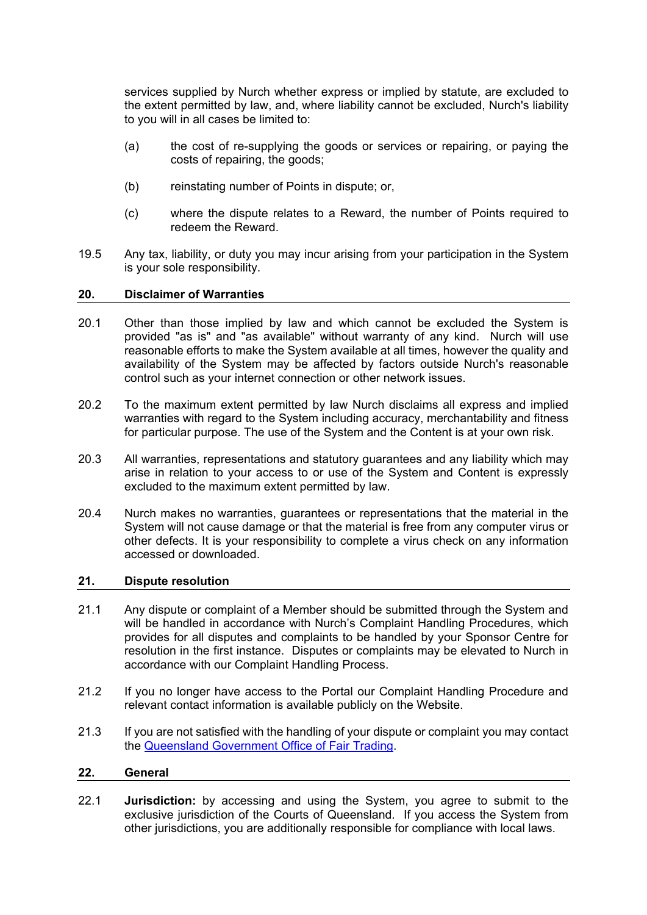services supplied by Nurch whether express or implied by statute, are excluded to the extent permitted by law, and, where liability cannot be excluded, Nurch's liability to you will in all cases be limited to:

(a) the cost of re-supplying the goods or services or repairing, or paying the costs of repairing, the goods;

(b) reinstating number of Points in dispute; or,

(c) where the dispute relates to a Reward, the number of Points required to redeem the Reward.

19.5 Any tax, liability, or duty you may incur arising from your participation in the System is your sole responsibility.

## 20. Disclaimer of Warranties

20.1 Other than those implied by law and which cannot be excluded the System is provided "as is" and "as available" without warranty of any kind. Nurch will use reasonable efforts to make the System available at all times, however the quality and availability of the System may be affected by factors outside Nurch's reasonable control such as your internet connection or other network issues.

20.2 To the maximum extent permitted by law Nurch disclaims all express and implied warranties with regard to the System including accuracy, merchantability and fitness for particular purpose. The use of the System and the Content is at your own risk.

20.3 All warranties, representations and statutory guarantees and any liability which may arise in relation to your access to or use of the System and Content is expressly excluded to the maximum extent permitted by law.

20.4 Nurch makes no warranties, guarantees or representations that the material in the System will not cause damage or that the material is free from any computer virus or other defects. It is your responsibility to complete a virus check on any information accessed or downloaded.

## 21. Dispute resolution

21.1 Any dispute or complaint of a Member should be submitted through the System and will be handled in accordance with Nurch's Complaint Handling Procedures, which provides for all disputes and complaints to be handled by your Sponsor Centre for resolution in the first instance. Disputes or complaints may be elevated to Nurch in accordance with our Complaint Handling Process.

21.2 If you no longer have access to the Portal our Complaint Handling Procedure and relevant contact information is available publicly on the Website.

21.3 If you are not satisfied with the handling of your dispute or complaint you may contact the Queensland Government Office of Fair Trading.

## 22. General

22.1 **Jurisdiction:** by accessing and using the System, you agree to submit to the exclusive jurisdiction of the Courts of Queensland. If you access the System from other jurisdictions, you are additionally responsible for compliance with local laws.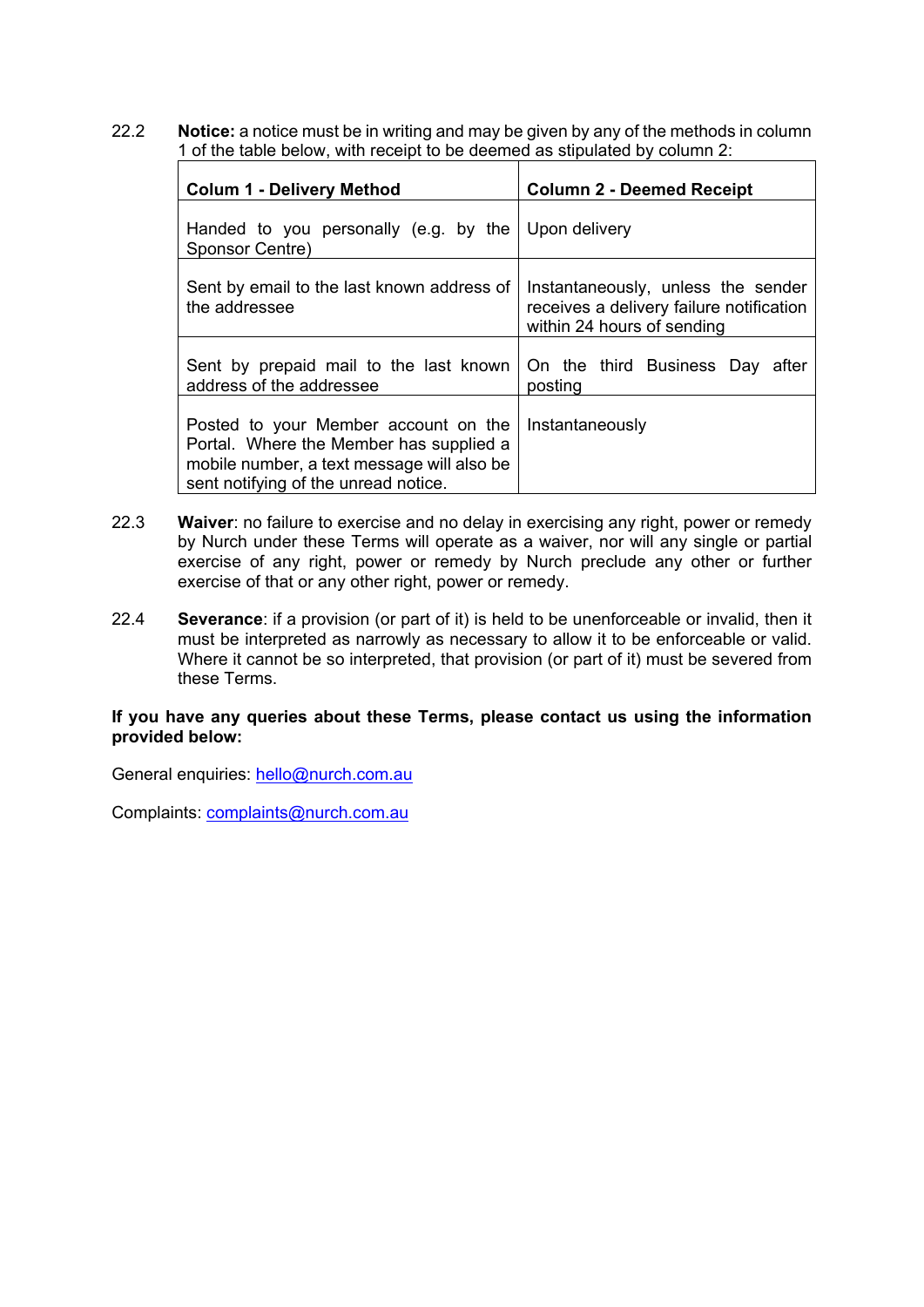22.2 **Notice:** a notice must be in writing and may be given by any of the methods in column 1 of the table below, with receipt to be deemed as stipulated by column 2:

| Colum 1 - Delivery Method | Column 2 - Deemed Receipt |
|---|---|
| Handed to you personally (e.g. by the Sponsor Centre) | Upon delivery |
| Sent by email to the last known address of the addressee | Instantaneously, unless the sender receives a delivery failure notification within 24 hours of sending |
| Sent by prepaid mail to the last known address of the addressee | On the third Business Day after posting |
| Posted to your Member account on the Portal. Where the Member has supplied a mobile number, a text message will also be sent notifying of the unread notice. | Instantaneously |

22.3 **Waiver**: no failure to exercise and no delay in exercising any right, power or remedy by Nurch under these Terms will operate as a waiver, nor will any single or partial exercise of any right, power or remedy by Nurch preclude any other or further exercise of that or any other right, power or remedy.

22.4 **Severance**: if a provision (or part of it) is held to be unenforceable or invalid, then it must be interpreted as narrowly as necessary to allow it to be enforceable or valid. Where it cannot be so interpreted, that provision (or part of it) must be severed from these Terms.

**If you have any queries about these Terms, please contact us using the information provided below:**

General enquiries: hello@nurch.com.au

Complaints: complaints@nurch.com.au